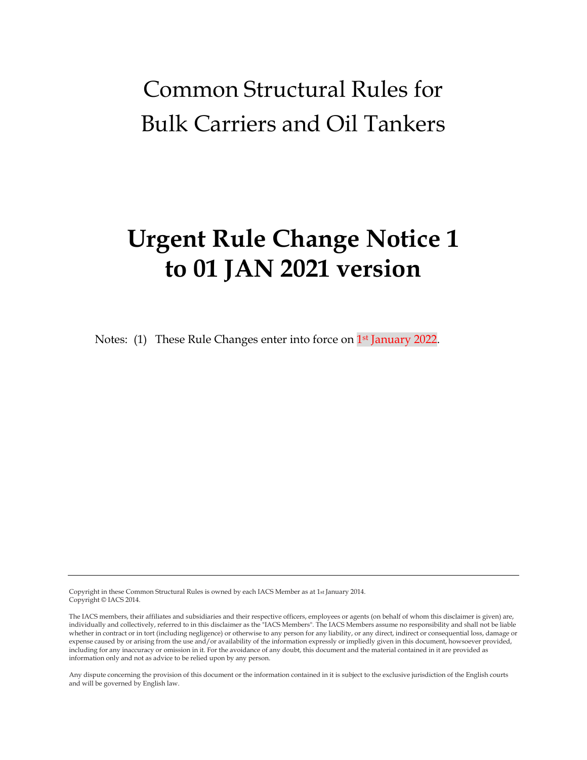# Common Structural Rules for Bulk Carriers and Oil Tankers

# **Urgent Rule Change Notice 1 to 01 JAN 2021 version**

Notes: (1) These Rule Changes enter into force on 1st January 2022.

---

Copyright in these Common Structural Rules is owned by each IACS Member as at 1st January 2014.
Copyright © IACS 2014.

The IACS members, their affiliates and subsidiaries and their respective officers, employees or agents (on behalf of whom this disclaimer is given) are, individually and collectively, referred to in this disclaimer as the "IACS Members". The IACS Members assume no responsibility and shall not be liable whether in contract or in tort (including negligence) or otherwise to any person for any liability, or any direct, indirect or consequential loss, damage or expense caused by or arising from the use and/or availability of the information expressly or impliedly given in this document, howsoever provided, including for any inaccuracy or omission in it. For the avoidance of any doubt, this document and the material contained in it are provided as information only and not as advice to be relied upon by any person.

Any dispute concerning the provision of this document or the information contained in it is subject to the exclusive jurisdiction of the English courts and will be governed by English law.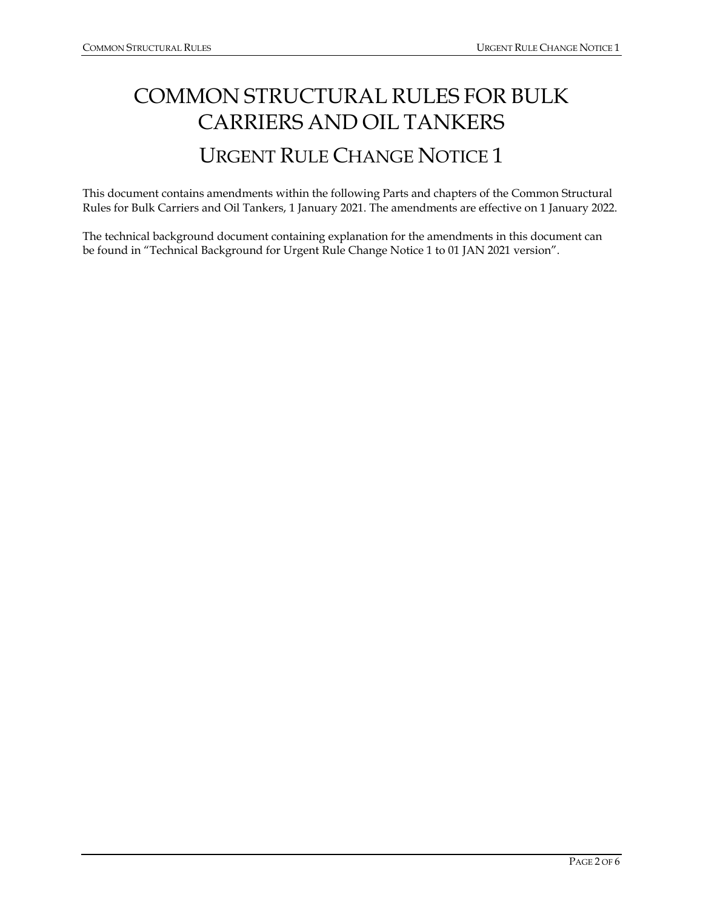# COMMON STRUCTURAL RULES FOR BULK CARRIERS AND OIL TANKERS

## URGENT RULE CHANGE NOTICE 1

This document contains amendments within the following Parts and chapters of the Common Structural Rules for Bulk Carriers and Oil Tankers, 1 January 2021. The amendments are effective on 1 January 2022.

The technical background document containing explanation for the amendments in this document can be found in "Technical Background for Urgent Rule Change Notice 1 to 01 JAN 2021 version".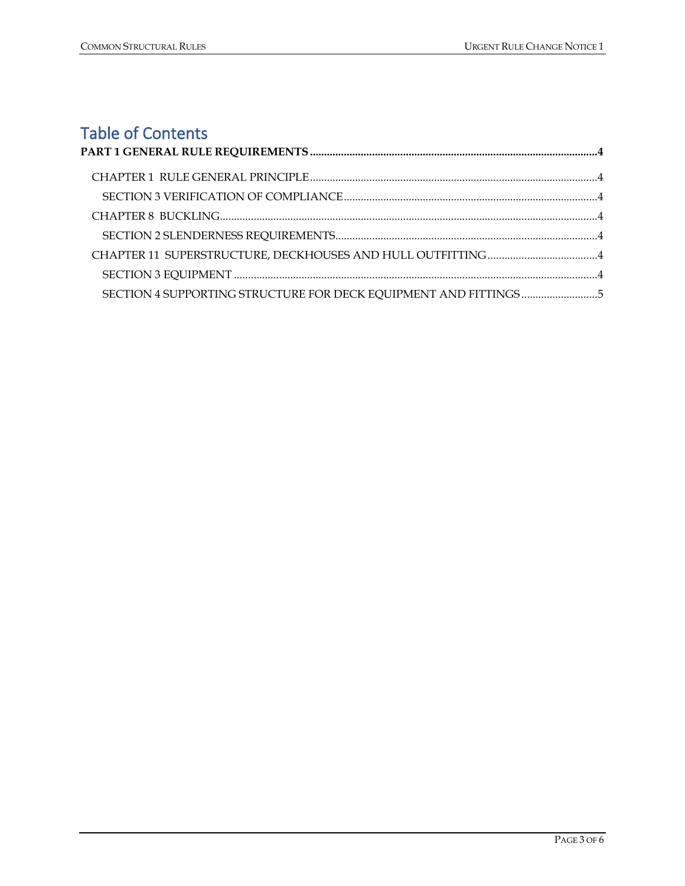# Table of Contents

**PART 1 GENERAL RULE REQUIREMENTS** .... 4

- CHAPTER 1 RULE GENERAL PRINCIPLE .... 4
  - SECTION 3 VERIFICATION OF COMPLIANCE .... 4
- CHAPTER 8 BUCKLING .... 4
  - SECTION 2 SLENDERNESS REQUIREMENTS .... 4
- CHAPTER 11 SUPERSTRUCTURE, DECKHOUSES AND HULL OUTFITTING .... 4
  - SECTION 3 EQUIPMENT .... 4
  - SECTION 4 SUPPORTING STRUCTURE FOR DECK EQUIPMENT AND FITTINGS .... 5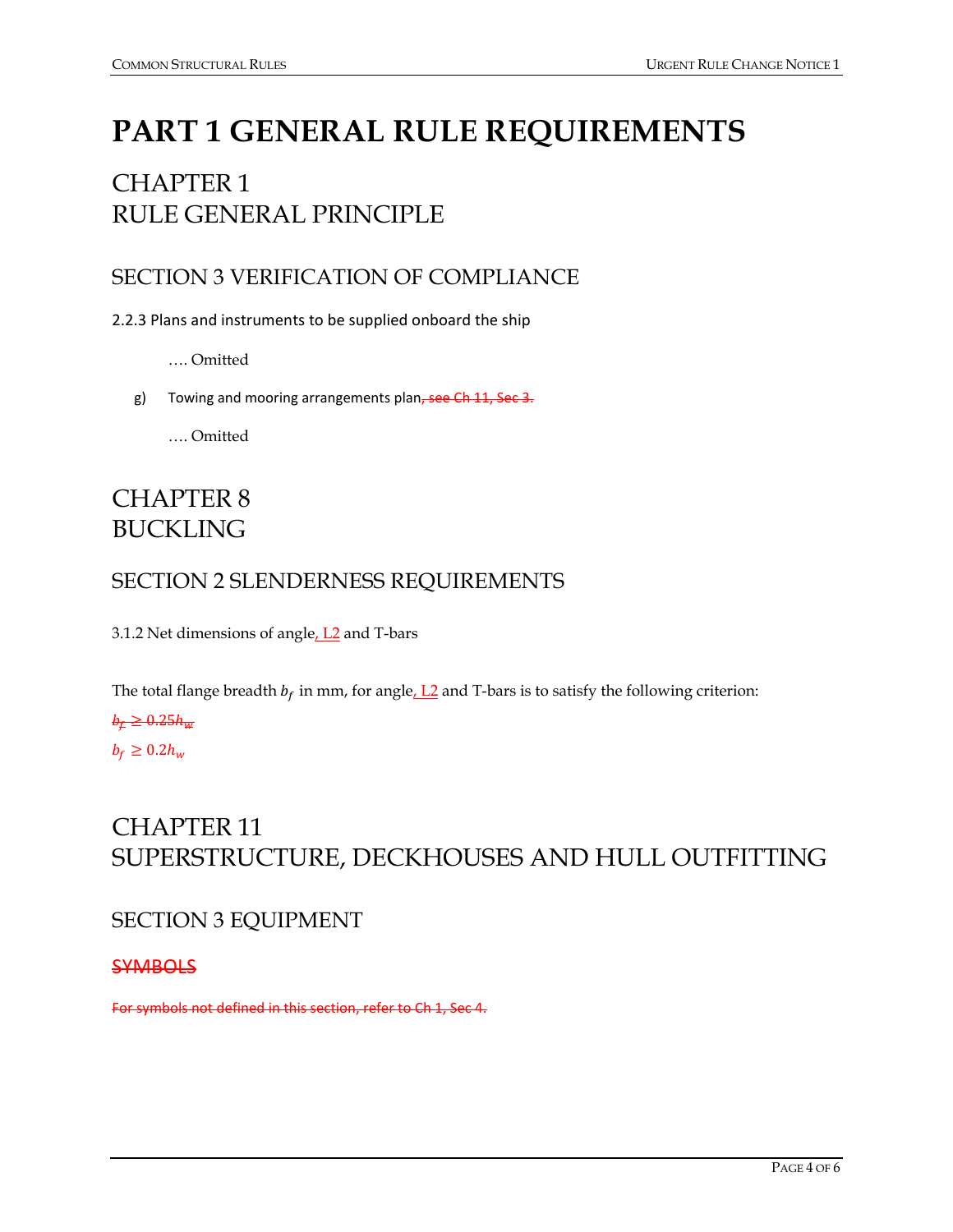# PART 1 GENERAL RULE REQUIREMENTS

## CHAPTER 1 RULE GENERAL PRINCIPLE

### SECTION 3 VERIFICATION OF COMPLIANCE

2.2.3 Plans and instruments to be supplied onboard the ship

…. Omitted

g) Towing and mooring arrangements plan~~, see Ch 11, Sec 3.~~

…. Omitted

## CHAPTER 8 BUCKLING

### SECTION 2 SLENDERNESS REQUIREMENTS

3.1.2 Net dimensions of angle, L2 and T-bars

The total flange breadth $b_f$ in mm, for angle, L2 and T-bars is to satisfy the following criterion:

~~$b_f \geq 0.25h_w$~~

$b_f \geq 0.2h_w$

## CHAPTER 11 SUPERSTRUCTURE, DECKHOUSES AND HULL OUTFITTING

### SECTION 3 EQUIPMENT

~~SYMBOLS~~

~~For symbols not defined in this section, refer to Ch 1, Sec 4.~~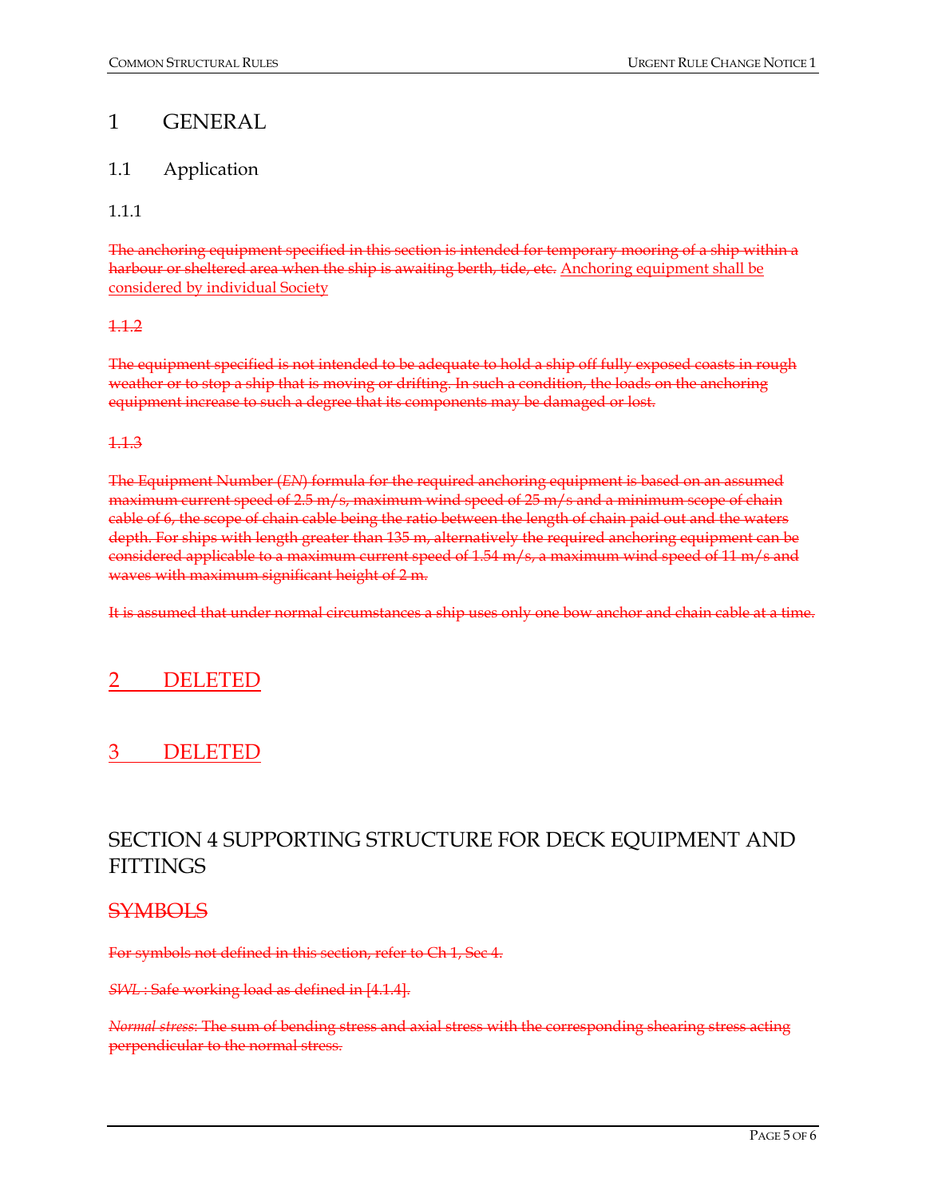# 1 GENERAL

## 1.1 Application

### 1.1.1

~~The anchoring equipment specified in this section is intended for temporary mooring of a ship within a harbour or sheltered area when the ship is awaiting berth, tide, etc.~~ <u>Anchoring equipment shall be considered by individual Society</u>

~~1.1.2~~

~~The equipment specified is not intended to be adequate to hold a ship off fully exposed coasts in rough weather or to stop a ship that is moving or drifting. In such a condition, the loads on the anchoring equipment increase to such a degree that its components may be damaged or lost.~~

~~1.1.3~~

~~The Equipment Number (*EN*) formula for the required anchoring equipment is based on an assumed maximum current speed of 2.5 m/s, maximum wind speed of 25 m/s and a minimum scope of chain cable of 6, the scope of chain cable being the ratio between the length of chain paid out and the waters depth. For ships with length greater than 135 m, alternatively the required anchoring equipment can be considered applicable to a maximum current speed of 1.54 m/s, a maximum wind speed of 11 m/s and waves with maximum significant height of 2 m.~~

~~It is assumed that under normal circumstances a ship uses only one bow anchor and chain cable at a time.~~

# <u>2 DELETED</u>

# <u>3 DELETED</u>

# SECTION 4 SUPPORTING STRUCTURE FOR DECK EQUIPMENT AND FITTINGS

## ~~SYMBOLS~~

~~For symbols not defined in this section, refer to Ch 1, Sec 4.~~

~~*SWL* : Safe working load as defined in [4.1.4].~~

~~*Normal stress*: The sum of bending stress and axial stress with the corresponding shearing stress acting perpendicular to the normal stress.~~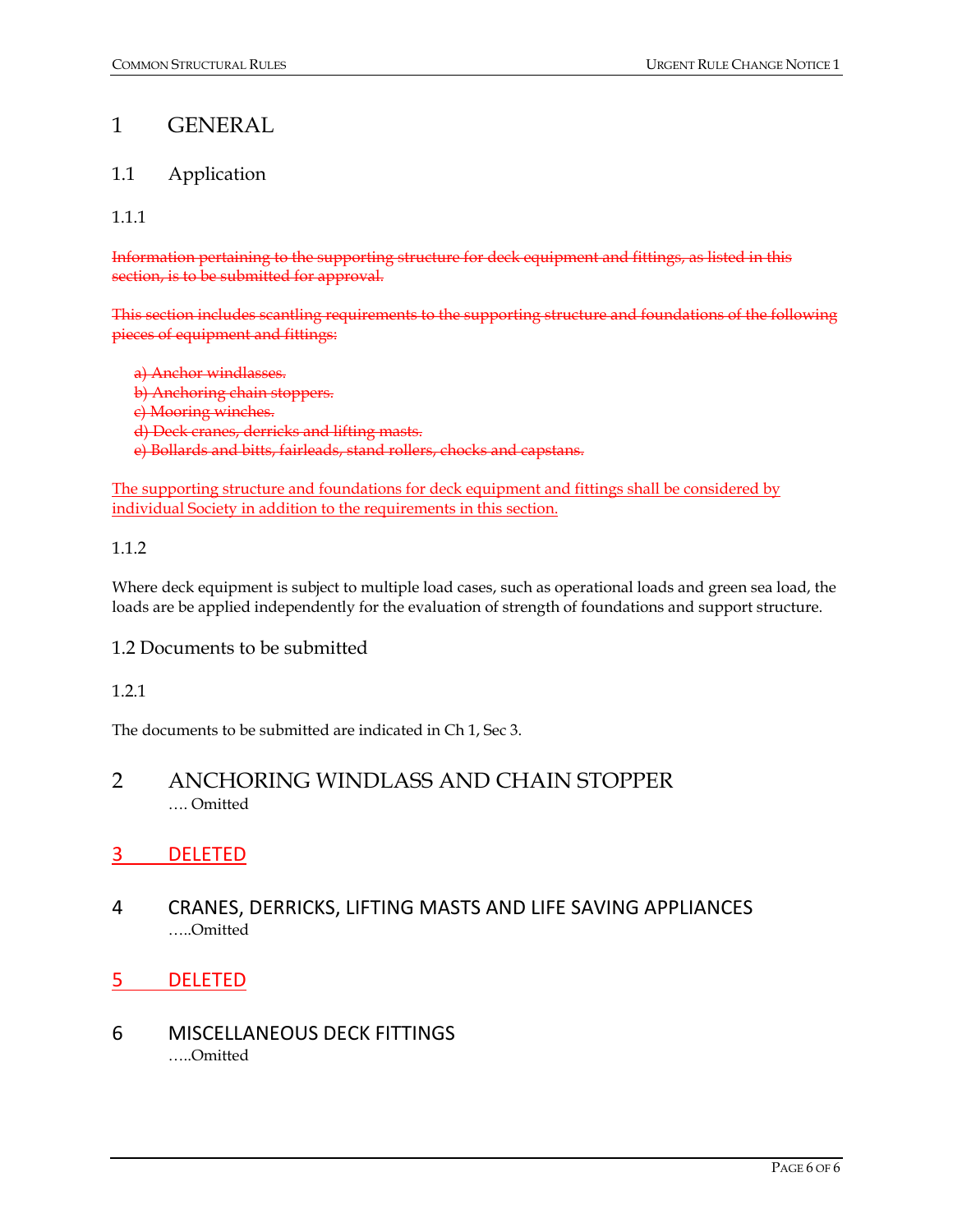# 1 GENERAL

## 1.1 Application

### 1.1.1

~~Information pertaining to the supporting structure for deck equipment and fittings, as listed in this section, is to be submitted for approval.~~

~~This section includes scantling requirements to the supporting structure and foundations of the following pieces of equipment and fittings:~~

~~a) Anchor windlasses.~~
~~b) Anchoring chain stoppers.~~
~~c) Mooring winches.~~
~~d) Deck cranes, derricks and lifting masts.~~
~~e) Bollards and bitts, fairleads, stand rollers, chocks and capstans.~~

<u>The supporting structure and foundations for deck equipment and fittings shall be considered by individual Society in addition to the requirements in this section.</u>

### 1.1.2

Where deck equipment is subject to multiple load cases, such as operational loads and green sea load, the loads are be applied independently for the evaluation of strength of foundations and support structure.

## 1.2 Documents to be submitted

### 1.2.1

The documents to be submitted are indicated in Ch 1, Sec 3.

# 2 ANCHORING WINDLASS AND CHAIN STOPPER

…. Omitted

# <u>3 DELETED</u>

# 4 CRANES, DERRICKS, LIFTING MASTS AND LIFE SAVING APPLIANCES

…..Omitted

# <u>5 DELETED</u>

# 6 MISCELLANEOUS DECK FITTINGS

…..Omitted